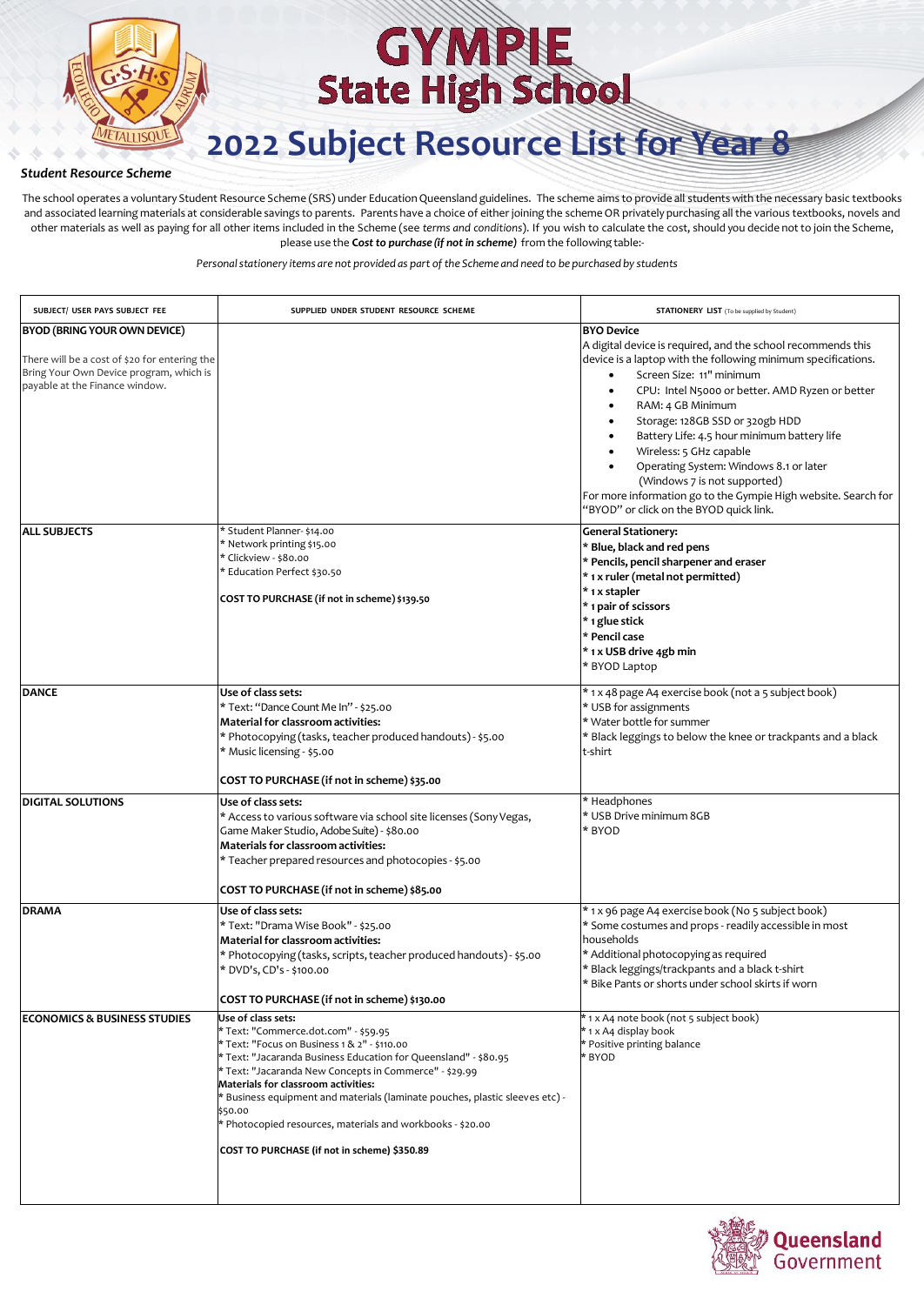# GYMPIE State High School

# 2022 Subject Resource List for Year 8

### *Student Resource Scheme*

The school operates a voluntary Student Resource Scheme (SRS) under Education Queensland guidelines. The scheme aims to provide all students with the necessary basic textbooks and associated learning materials at considerable savings to parents. Parents have a choice of either joining the scheme OR privately purchasing all the various textbooks, novels and other materials as well as paying for all other items included in the Scheme (see *terms and conditions*). If you wish to calculate the cost, should you decide not to join the Scheme, please use the ***Cost to purchase (if not in scheme)*** from the following table:-

*Personal stationery items are not provided as part of the Scheme and need to be purchased by students*

| SUBJECT/ USER PAYS SUBJECT FEE | SUPPLIED UNDER STUDENT RESOURCE SCHEME | STATIONERY LIST (To be supplied by Student) |
|---|---|---|
| **BYOD (BRING YOUR OWN DEVICE)**<br><br>There will be a cost of $20 for entering the Bring Your Own Device program, which is payable at the Finance window. | | **BYO Device**<br>A digital device is required, and the school recommends this device is a laptop with the following minimum specifications.<br>• Screen Size: 11" minimum<br>• CPU: Intel N5000 or better. AMD Ryzen or better<br>• RAM: 4 GB Minimum<br>• Storage: 128GB SSD or 320gb HDD<br>• Battery Life: 4.5 hour minimum battery life<br>• Wireless: 5 GHz capable<br>• Operating System: Windows 8.1 or later (Windows 7 is not supported)<br>For more information go to the Gympie High website. Search for "BYOD" or click on the BYOD quick link. |
| **ALL SUBJECTS** | * Student Planner- $14.00<br>* Network printing $15.00<br>* Clickview - $80.00<br>* Education Perfect $30.50<br><br>**COST TO PURCHASE (if not in scheme) $139.50** | **General Stationery:**<br>**\* Blue, black and red pens**<br>**\* Pencils, pencil sharpener and eraser**<br>**\* 1 x ruler (metal not permitted)**<br>**\* 1 x stapler**<br>**\* 1 pair of scissors**<br>**\* 1 glue stick**<br>**\* Pencil case**<br>**\* 1 x USB drive 4gb min**<br>* BYOD Laptop |
| **DANCE** | **Use of class sets:**<br>* Text: "Dance Count Me In" - $25.00<br>**Material for classroom activities:**<br>* Photocopying (tasks, teacher produced handouts) - $5.00<br>* Music licensing - $5.00<br><br>**COST TO PURCHASE (if not in scheme) $35.00** | * 1 x 48 page A4 exercise book (not a 5 subject book)<br>* USB for assignments<br>* Water bottle for summer<br>* Black leggings to below the knee or trackpants and a black t-shirt |
| **DIGITAL SOLUTIONS** | **Use of class sets:**<br>* Access to various software via school site licenses (Sony Vegas, Game Maker Studio, Adobe Suite) - $80.00<br>**Materials for classroom activities:**<br>* Teacher prepared resources and photocopies - $5.00<br><br>**COST TO PURCHASE (if not in scheme) $85.00** | * Headphones<br>* USB Drive minimum 8GB<br>* BYOD |
| **DRAMA** | **Use of class sets:**<br>* Text: "Drama Wise Book" - $25.00<br>**Material for classroom activities:**<br>* Photocopying (tasks, scripts, teacher produced handouts) - $5.00<br>* DVD's, CD's - $100.00<br><br>**COST TO PURCHASE (if not in scheme) $130.00** | * 1 x 96 page A4 exercise book (No 5 subject book)<br>* Some costumes and props - readily accessible in most households<br>* Additional photocopying as required<br>* Black leggings/trackpants and a black t-shirt<br>* Bike Pants or shorts under school skirts if worn |
| **ECONOMICS & BUSINESS STUDIES** | **Use of class sets:**<br>* Text: "Commerce.dot.com" - $59.95<br>* Text: "Focus on Business 1 & 2" - $110.00<br>* Text: "Jacaranda Business Education for Queensland" - $80.95<br>* Text: "Jacaranda New Concepts in Commerce" - $29.99<br>**Materials for classroom activities:**<br>* Business equipment and materials (laminate pouches, plastic sleeves etc) - $50.00<br>* Photocopied resources, materials and workbooks - $20.00<br><br>**COST TO PURCHASE (if not in scheme) $350.89** | * 1 x A4 note book (not 5 subject book)<br>* 1 x A4 display book<br>* Positive printing balance<br>* BYOD |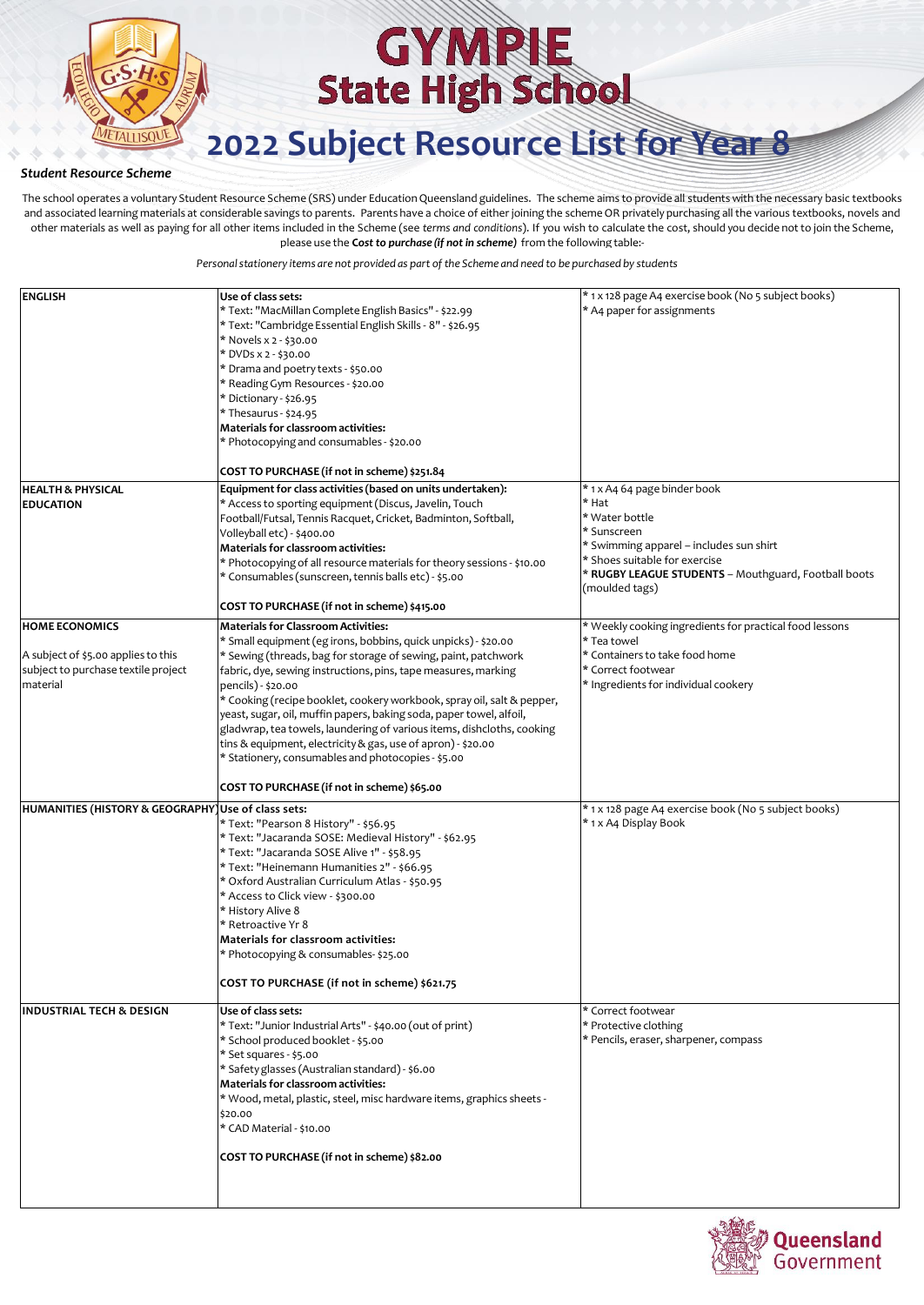# GYMPIE State High School

# 2022 Subject Resource List for Year 8

***Student Resource Scheme***

The school operates a voluntary Student Resource Scheme (SRS) under Education Queensland guidelines. The scheme aims to provide all students with the necessary basic textbooks and associated learning materials at considerable savings to parents. Parents have a choice of either joining the scheme OR privately purchasing all the various textbooks, novels and other materials as well as paying for all other items included in the Scheme (see *terms and conditions*). If you wish to calculate the cost, should you decide not to join the Scheme, please use the ***Cost to purchase (if not in scheme)*** from the following table:-

*Personal stationery items are not provided as part of the Scheme and need to be purchased by students*

| | | |
|---|---|---|
| **ENGLISH** | **Use of class sets:**<br>* Text: "MacMillan Complete English Basics" - $22.99<br>* Text: "Cambridge Essential English Skills - 8" - $26.95<br>* Novels x 2 - $30.00<br>* DVDs x 2 - $30.00<br>* Drama and poetry texts - $50.00<br>* Reading Gym Resources - $20.00<br>* Dictionary - $26.95<br>* Thesaurus - $24.95<br>**Materials for classroom activities:**<br>* Photocopying and consumables - $20.00<br><br>**COST TO PURCHASE (if not in scheme) $251.84** | * 1 x 128 page A4 exercise book (No 5 subject books)<br>* A4 paper for assignments |
| **HEALTH & PHYSICAL EDUCATION** | **Equipment for class activities (based on units undertaken):**<br>* Access to sporting equipment (Discus, Javelin, Touch Football/Futsal, Tennis Racquet, Cricket, Badminton, Softball, Volleyball etc) - $400.00<br>**Materials for classroom activities:**<br>* Photocopying of all resource materials for theory sessions - $10.00<br>* Consumables (sunscreen, tennis balls etc) - $5.00<br><br>**COST TO PURCHASE (if not in scheme) $415.00** | * 1 x A4 64 page binder book<br>* Hat<br>* Water bottle<br>* Sunscreen<br>* Swimming apparel – includes sun shirt<br>* Shoes suitable for exercise<br>* **RUGBY LEAGUE STUDENTS** – Mouthguard, Football boots (moulded tags) |
| **HOME ECONOMICS**<br><br>A subject of $5.00 applies to this subject to purchase textile project material | **Materials for Classroom Activities:**<br>* Small equipment (eg irons, bobbins, quick unpicks) - $20.00<br>* Sewing (threads, bag for storage of sewing, paint, patchwork fabric, dye, sewing instructions, pins, tape measures, marking pencils) - $20.00<br>* Cooking (recipe booklet, cookery workbook, spray oil, salt & pepper, yeast, sugar, oil, muffin papers, baking soda, paper towel, alfoil, gladwrap, tea towels, laundering of various items, dishcloths, cooking tins & equipment, electricity & gas, use of apron) - $20.00<br>* Stationery, consumables and photocopies - $5.00<br><br>**COST TO PURCHASE (if not in scheme) $65.00** | * Weekly cooking ingredients for practical food lessons<br>* Tea towel<br>* Containers to take food home<br>* Correct footwear<br>* Ingredients for individual cookery |
| **HUMANITIES (HISTORY & GEOGRAPHY)** | **Use of class sets:**<br>* Text: "Pearson 8 History" - $56.95<br>* Text: "Jacaranda SOSE: Medieval History" - $62.95<br>* Text: "Jacaranda SOSE Alive 1" - $58.95<br>* Text: "Heinemann Humanities 2" - $66.95<br>* Oxford Australian Curriculum Atlas - $50.95<br>* Access to Click view - $300.00<br>* History Alive 8<br>* Retroactive Yr 8<br>**Materials for classroom activities:**<br>* Photocopying & consumables- $25.00<br><br>**COST TO PURCHASE (if not in scheme) $621.75** | * 1 x 128 page A4 exercise book (No 5 subject books)<br>* 1 x A4 Display Book |
| **INDUSTRIAL TECH & DESIGN** | **Use of class sets:**<br>* Text: "Junior Industrial Arts" - $40.00 (out of print)<br>* School produced booklet - $5.00<br>* Set squares - $5.00<br>* Safety glasses (Australian standard) - $6.00<br>**Materials for classroom activities:**<br>* Wood, metal, plastic, steel, misc hardware items, graphics sheets - $20.00<br>* CAD Material - $10.00<br><br>**COST TO PURCHASE (if not in scheme) $82.00** | * Correct footwear<br>* Protective clothing<br>* Pencils, eraser, sharpener, compass |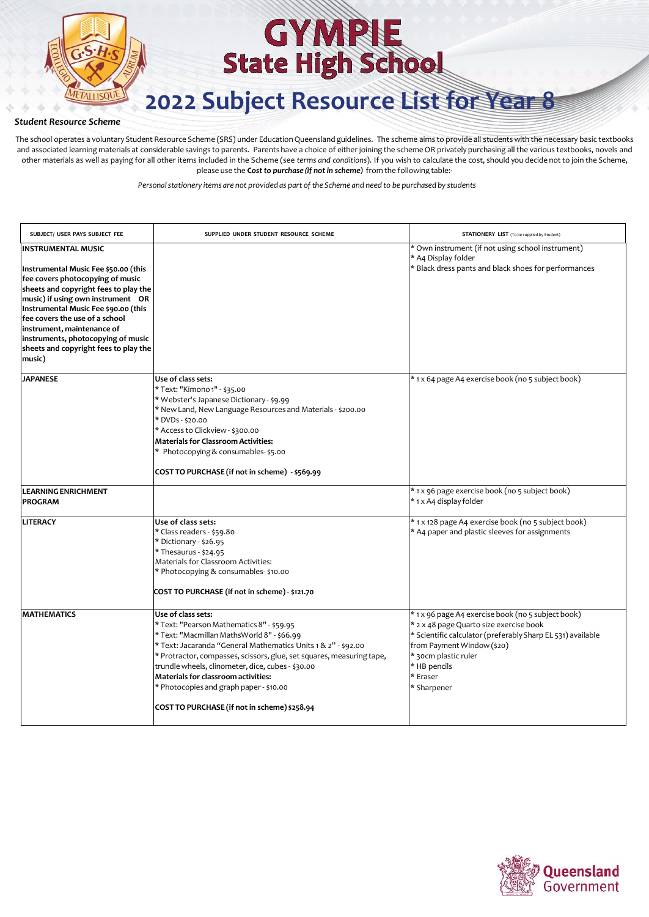# GYMPIE State High School

# 2022 Subject Resource List for Year 8

***Student Resource Scheme***

The school operates a voluntary Student Resource Scheme (SRS) under Education Queensland guidelines. The scheme aims to provide all students with the necessary basic textbooks and associated learning materials at considerable savings to parents. Parents have a choice of either joining the scheme OR privately purchasing all the various textbooks, novels and other materials as well as paying for all other items included in the Scheme (see *terms and conditions*). If you wish to calculate the cost, should you decide not to join the Scheme, please use the ***Cost to purchase (if not in scheme)*** from the following table:-

*Personal stationery items are not provided as part of the Scheme and need to be purchased by students*

| SUBJECT/ USER PAYS SUBJECT FEE | SUPPLIED UNDER STUDENT RESOURCE SCHEME | STATIONERY LIST (To be supplied by Student) |
|---|---|---|
| **INSTRUMENTAL MUSIC**<br><br>**Instrumental Music Fee $50.00 (this fee covers photocopying of music sheets and copyright fees to play the music) if using own instrument OR Instrumental Music Fee $90.00 (this fee covers the use of a school instrument, maintenance of instruments, photocopying of music sheets and copyright fees to play the music)** | | * Own instrument (if not using school instrument)<br>* A4 Display folder<br>* Black dress pants and black shoes for performances |
| **JAPANESE** | **Use of class sets:**<br>* Text: "Kimono 1" - $35.00<br>* Webster's Japanese Dictionary - $9.99<br>* New Land, New Language Resources and Materials - $200.00<br>* DVDs - $20.00<br>* Access to Clickview - $300.00<br>**Materials for Classroom Activities:**<br>* Photocopying & consumables- $5.00<br><br>**COST TO PURCHASE (if not in scheme) - $569.99** | * 1 x 64 page A4 exercise book (no 5 subject book) |
| **LEARNING ENRICHMENT PROGRAM** | | * 1 x 96 page exercise book (no 5 subject book)<br>* 1 x A4 display folder |
| **LITERACY** | **Use of class sets:**<br>* Class readers - $59.80<br>* Dictionary - $26.95<br>* Thesaurus - $24.95<br>Materials for Classroom Activities:<br>* Photocopying & consumables- $10.00<br><br>**COST TO PURCHASE (if not in scheme) - $121.70** | * 1 x 128 page A4 exercise book (no 5 subject book)<br>* A4 paper and plastic sleeves for assignments |
| **MATHEMATICS** | **Use of class sets:**<br>* Text: "Pearson Mathematics 8" - $59.95<br>* Text: "Macmillan MathsWorld 8" - $66.99<br>* Text: Jacaranda "General Mathematics Units 1 & 2" - $92.00<br>* Protractor, compasses, scissors, glue, set squares, measuring tape, trundle wheels, clinometer, dice, cubes - $30.00<br>**Materials for classroom activities:**<br>* Photocopies and graph paper - $10.00<br><br>**COST TO PURCHASE (if not in scheme) $258.94** | * 1 x 96 page A4 exercise book (no 5 subject book)<br>* 2 x 48 page Quarto size exercise book<br>* Scientific calculator (preferably Sharp EL 531) available from Payment Window ($20)<br>* 30cm plastic ruler<br>* HB pencils<br>* Eraser<br>* Sharpener |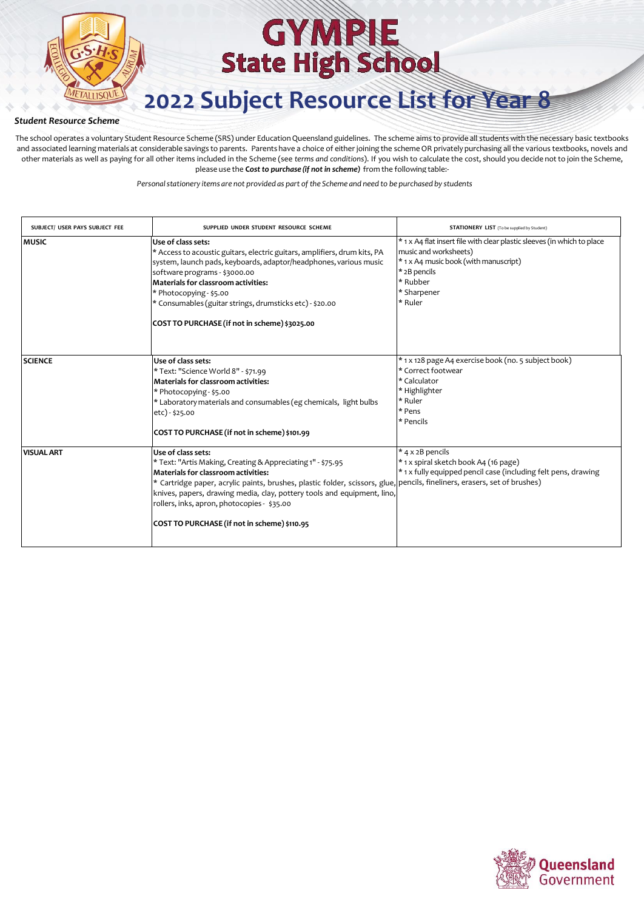# GYMPIE State High School

# 2022 Subject Resource List for Year 8

***Student Resource Scheme***

The school operates a voluntary Student Resource Scheme (SRS) under Education Queensland guidelines. The scheme aims to provide all students with the necessary basic textbooks and associated learning materials at considerable savings to parents. Parents have a choice of either joining the scheme OR privately purchasing all the various textbooks, novels and other materials as well as paying for all other items included in the Scheme (see *terms and conditions*). If you wish to calculate the cost, should you decide not to join the Scheme, please use the ***Cost to purchase (if not in scheme)*** from the following table:-

*Personal stationery items are not provided as part of the Scheme and need to be purchased by students*

| SUBJECT/ USER PAYS SUBJECT FEE | SUPPLIED UNDER STUDENT RESOURCE SCHEME | STATIONERY LIST (To be supplied by Student) |
|---|---|---|
| **MUSIC** | **Use of class sets:**<br>* Access to acoustic guitars, electric guitars, amplifiers, drum kits, PA system, launch pads, keyboards, adaptor/headphones, various music software programs - $3000.00<br>**Materials for classroom activities:**<br>* Photocopying - $5.00<br>* Consumables (guitar strings, drumsticks etc) - $20.00<br><br>**COST TO PURCHASE (if not in scheme) $3025.00** | * 1 x A4 flat insert file with clear plastic sleeves (in which to place music and worksheets)<br>* 1 x A4 music book (with manuscript)<br>* 2B pencils<br>* Rubber<br>* Sharpener<br>* Ruler |
| **SCIENCE** | **Use of class sets:**<br>* Text: "Science World 8" - $71.99<br>**Materials for classroom activities:**<br>* Photocopying - $5.00<br>* Laboratory materials and consumables (eg chemicals, light bulbs etc) - $25.00<br><br>**COST TO PURCHASE (if not in scheme) $101.99** | * 1 x 128 page A4 exercise book (no. 5 subject book)<br>* Correct footwear<br>* Calculator<br>* Highlighter<br>* Ruler<br>* Pens<br>* Pencils |
| **VISUAL ART** | **Use of class sets:**<br>* Text: "Artis Making, Creating & Appreciating 1" - $75.95<br>**Materials for classroom activities:**<br>* Cartridge paper, acrylic paints, brushes, plastic folder, scissors, glue, knives, papers, drawing media, clay, pottery tools and equipment, lino, rollers, inks, apron, photocopies - $35.00<br><br>**COST TO PURCHASE (if not in scheme) $110.95** | * 4 x 2B pencils<br>* 1 x spiral sketch book A4 (16 page)<br>* 1 x fully equipped pencil case (including felt pens, drawing pencils, fineliners, erasers, set of brushes) |